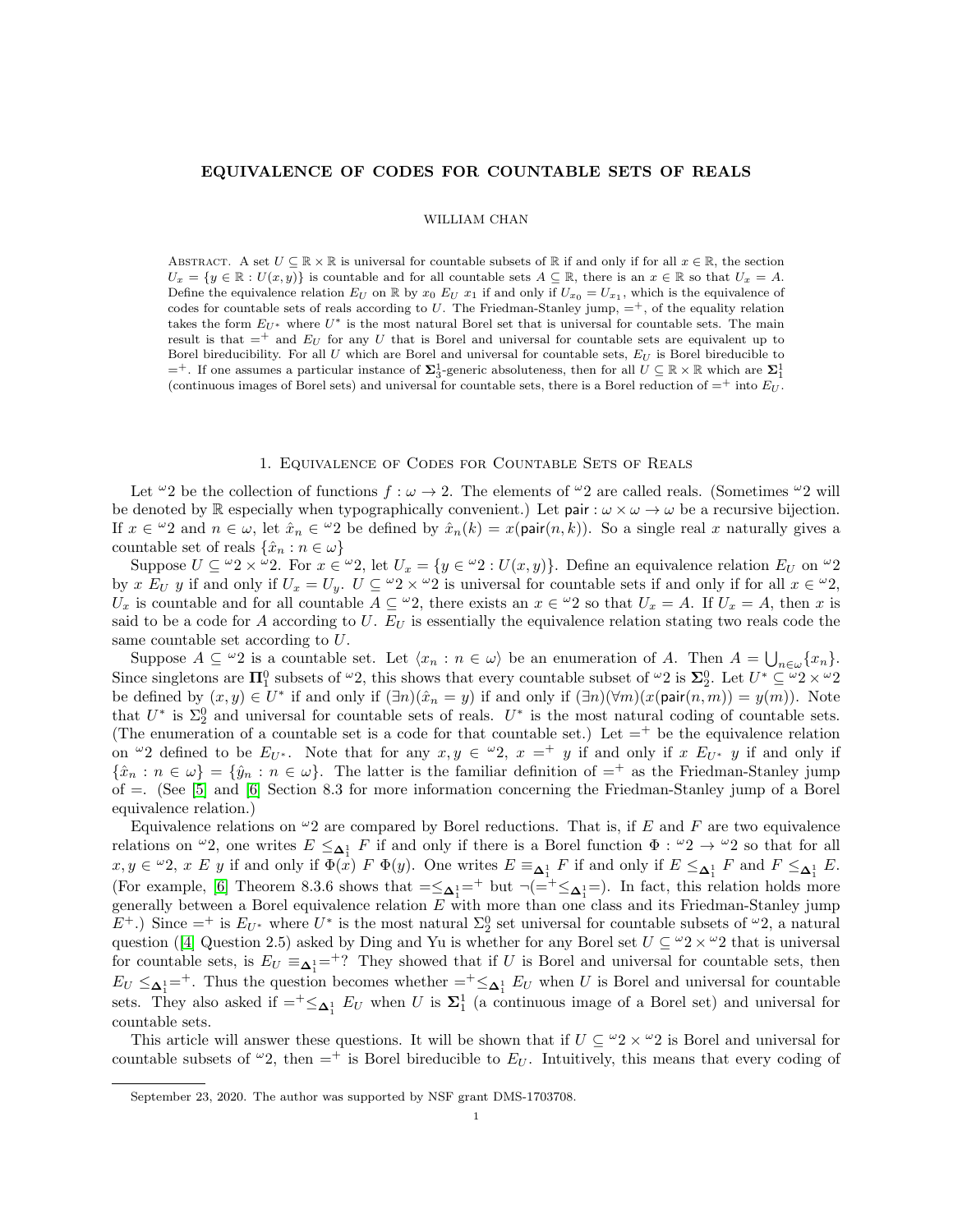# EQUIVALENCE OF CODES FOR COUNTABLE SETS OF REALS

WILLIAM CHAN

ABSTRACT. A set $U \subseteq \mathbb{R} \times \mathbb{R}$ is universal for countable subsets of $\mathbb{R}$ if and only if for all $x \in \mathbb{R}$, the section $U_x = \{y \in \mathbb{R} : U(x,y)\}$ is countable and for all countable sets $A \subseteq \mathbb{R}$, there is an $x \in \mathbb{R}$ so that $U_x = A$. Define the equivalence relation $E_U$ on $\mathbb{R}$ by $x_0 \; E_U \; x_1$ if and only if $U_{x_0} = U_{x_1}$, which is the equivalence of codes for countable sets of reals according to $U$. The Friedman-Stanley jump, $=^+$, of the equality relation takes the form $E_{U^*}$ where $U^*$ is the most natural Borel set that is universal for countable sets. The main result is that $=^+$ and $E_U$ for any $U$ that is Borel and universal for countable sets are equivalent up to Borel bireducibility. For all $U$ which are Borel and universal for countable sets, $E_U$ is Borel bireducible to $=^+$. If one assumes a particular instance of $\mathbf{\Sigma}^1_3$-generic absoluteness, then for all $U \subseteq \mathbb{R} \times \mathbb{R}$ which are $\mathbf{\Sigma}^1_1$ (continuous images of Borel sets) and universal for countable sets, there is a Borel reduction of $=^+$ into $E_U$.

## 1. Equivalence of Codes for Countable Sets of Reals

Let ${}^\omega 2$ be the collection of functions $f : \omega \to 2$. The elements of ${}^\omega 2$ are called reals. (Sometimes ${}^\omega 2$ will be denoted by $\mathbb{R}$ especially when typographically convenient.) Let $\mathsf{pair} : \omega \times \omega \to \omega$ be a recursive bijection. If $x \in {}^\omega 2$ and $n \in \omega$, let $\hat{x}_n \in {}^\omega 2$ be defined by $\hat{x}_n(k) = x(\mathsf{pair}(n,k))$. So a single real $x$ naturally gives a countable set of reals $\{\hat{x}_n : n \in \omega\}$

Suppose $U \subseteq {}^\omega 2 \times {}^\omega 2$. For $x \in {}^\omega 2$, let $U_x = \{y \in {}^\omega 2 : U(x,y)\}$. Define an equivalence relation $E_U$ on ${}^\omega 2$ by $x \; E_U \; y$ if and only if $U_x = U_y$. $U \subseteq {}^\omega 2 \times {}^\omega 2$ is universal for countable sets if and only if for all $x \in {}^\omega 2$, $U_x$ is countable and for all countable $A \subseteq {}^\omega 2$, there exists an $x \in {}^\omega 2$ so that $U_x = A$. If $U_x = A$, then $x$ is said to be a code for $A$ according to $U$. $E_U$ is essentially the equivalence relation stating two reals code the same countable set according to $U$.

Suppose $A \subseteq {}^\omega 2$ is a countable set. Let $\langle x_n : n \in \omega\rangle$ be an enumeration of $A$. Then $A = \bigcup_{n\in\omega}\{x_n\}$. Since singletons are $\mathbf{\Pi}^0_1$ subsets of ${}^\omega 2$, this shows that every countable subset of ${}^\omega 2$ is $\mathbf{\Sigma}^0_2$. Let $U^* \subseteq {}^\omega 2 \times {}^\omega 2$ be defined by $(x,y) \in U^*$ if and only if $(\exists n)(\hat{x}_n = y)$ if and only if $(\exists n)(\forall m)(x(\mathsf{pair}(n,m)) = y(m))$. Note that $U^*$ is $\Sigma^0_2$ and universal for countable sets of reals. $U^*$ is the most natural coding of countable sets. (The enumeration of a countable set is a code for that countable set.) Let $=^+$ be the equivalence relation on ${}^\omega 2$ defined to be $E_{U^*}$. Note that for any $x, y \in {}^\omega 2$, $x =^+ y$ if and only if $x \; E_{U^*} \; y$ if and only if $\{\hat{x}_n : n \in \omega\} = \{\hat{y}_n : n \in \omega\}$. The latter is the familiar definition of $=^+$ as the Friedman-Stanley jump of $=$. (See [5] and [6] Section 8.3 for more information concerning the Friedman-Stanley jump of a Borel equivalence relation.)

Equivalence relations on ${}^\omega 2$ are compared by Borel reductions. That is, if $E$ and $F$ are two equivalence relations on ${}^\omega 2$, one writes $E \leq_{\mathbf{\Delta}^1_1} F$ if and only if there is a Borel function $\Phi : {}^\omega 2 \to {}^\omega 2$ so that for all $x, y \in {}^\omega 2$, $x \; E \; y$ if and only if $\Phi(x) \; F \; \Phi(y)$. One writes $E \equiv_{\mathbf{\Delta}^1_1} F$ if and only if $E \leq_{\mathbf{\Delta}^1_1} F$ and $F \leq_{\mathbf{\Delta}^1_1} E$. (For example, [6] Theorem 8.3.6 shows that $= \leq_{\mathbf{\Delta}^1_1} =^+$ but $\neg(=^+ \leq_{\mathbf{\Delta}^1_1} =)$. In fact, this relation holds more generally between a Borel equivalence relation $E$ with more than one class and its Friedman-Stanley jump $E^+$.) Since $=^+$ is $E_{U^*}$ where $U^*$ is the most natural $\Sigma^0_2$ set universal for countable subsets of ${}^\omega 2$, a natural question ([4] Question 2.5) asked by Ding and Yu is whether for any Borel set $U \subseteq {}^\omega 2 \times {}^\omega 2$ that is universal for countable sets, is $E_U \equiv_{\mathbf{\Delta}^1_1} =^+$? They showed that if $U$ is Borel and universal for countable sets, then $E_U \leq_{\mathbf{\Delta}^1_1} =^+$. Thus the question becomes whether $=^+ \leq_{\mathbf{\Delta}^1_1} E_U$ when $U$ is Borel and universal for countable sets. They also asked if $=^+ \leq_{\mathbf{\Delta}^1_1} E_U$ when $U$ is $\mathbf{\Sigma}^1_1$ (a continuous image of a Borel set) and universal for countable sets.

This article will answer these questions. It will be shown that if $U \subseteq {}^\omega 2 \times {}^\omega 2$ is Borel and universal for countable subsets of ${}^\omega 2$, then $=^+$ is Borel bireducible to $E_U$. Intuitively, this means that every coding of

September 23, 2020. The author was supported by NSF grant DMS-1703708.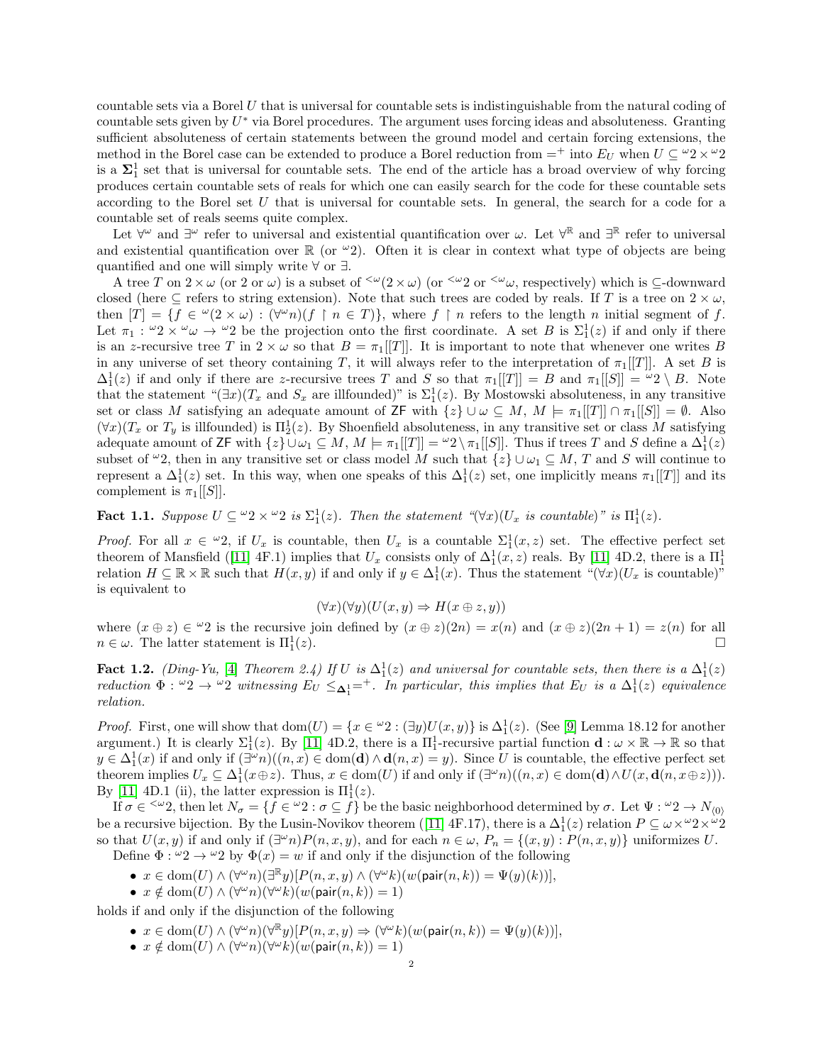countable sets via a Borel $U$ that is universal for countable sets is indistinguishable from the natural coding of countable sets given by $U^*$ via Borel procedures. The argument uses forcing ideas and absoluteness. Granting sufficient absoluteness of certain statements between the ground model and certain forcing extensions, the method in the Borel case can be extended to produce a Borel reduction from $=^+$ into $E_U$ when $U \subseteq {}^\omega 2 \times {}^\omega 2$ is a $\mathbf{\Sigma}_1^1$ set that is universal for countable sets. The end of the article has a broad overview of why forcing produces certain countable sets of reals for which one can easily search for the code for these countable sets according to the Borel set $U$ that is universal for countable sets. In general, the search for a code for a countable set of reals seems quite complex.

Let $\forall^\omega$ and $\exists^\omega$ refer to universal and existential quantification over $\omega$. Let $\forall^\mathbb{R}$ and $\exists^\mathbb{R}$ refer to universal and existential quantification over $\mathbb{R}$ (or ${}^\omega 2$). Often it is clear in context what type of objects are being quantified and one will simply write $\forall$ or $\exists$.

A tree $T$ on $2 \times \omega$ (or $2$ or $\omega$) is a subset of ${}^{<\omega}(2 \times \omega)$ (or ${}^{<\omega}2$ or ${}^{<\omega}\omega$, respectively) which is $\subseteq$-downward closed (here $\subseteq$ refers to string extension). Note that such trees are coded by reals. If $T$ is a tree on $2 \times \omega$, then $[T] = \{f \in {}^\omega(2 \times \omega) : (\forall^\omega n)(f \upharpoonright n \in T)\}$, where $f \upharpoonright n$ refers to the length $n$ initial segment of $f$. Let $\pi_1 : {}^\omega 2 \times {}^\omega \omega \to {}^\omega 2$ be the projection onto the first coordinate. A set $B$ is $\Sigma_1^1(z)$ if and only if there is an $z$-recursive tree $T$ in $2 \times \omega$ so that $B = \pi_1[[T]]$. It is important to note that whenever one writes $B$ in any universe of set theory containing $T$, it will always refer to the interpretation of $\pi_1[[T]]$. A set $B$ is $\Delta_1^1(z)$ if and only if there are $z$-recursive trees $T$ and $S$ so that $\pi_1[[T]] = B$ and $\pi_1[[S]] = {}^\omega 2 \setminus B$. Note that the statement "$(\exists x)(T_x$ and $S_x$ are illfounded)" is $\Sigma_1^1(z)$. By Mostowski absoluteness, in any transitive set or class $M$ satisfying an adequate amount of $\mathsf{ZF}$ with $\{z\} \cup \omega \subseteq M$, $M \models \pi_1[[T]] \cap \pi_1[[S]] = \emptyset$. Also $(\forall x)(T_x$ or $T_y$ is illfounded) is $\Pi_2^1(z)$. By Shoenfield absoluteness, in any transitive set or class $M$ satisfying adequate amount of $\mathsf{ZF}$ with $\{z\} \cup \omega_1 \subseteq M$, $M \models \pi_1[[T]] = {}^\omega 2 \setminus \pi_1[[S]]$. Thus if trees $T$ and $S$ define a $\Delta_1^1(z)$ subset of ${}^\omega 2$, then in any transitive set or class model $M$ such that $\{z\} \cup \omega_1 \subseteq M$, $T$ and $S$ will continue to represent a $\Delta_1^1(z)$ set. In this way, when one speaks of this $\Delta_1^1(z)$ set, one implicitly means $\pi_1[[T]]$ and its complement is $\pi_1[[S]]$.

**Fact 1.1.** *Suppose $U \subseteq {}^\omega 2 \times {}^\omega 2$ is $\Sigma_1^1(z)$. Then the statement "$(\forall x)(U_x$ is countable)" is $\Pi_1^1(z)$.*

*Proof.* For all $x \in {}^\omega 2$, if $U_x$ is countable, then $U_x$ is a countable $\Sigma_1^1(x, z)$ set. The effective perfect set theorem of Mansfield ([11] 4F.1) implies that $U_x$ consists only of $\Delta_1^1(x, z)$ reals. By [11] 4D.2, there is a $\Pi_1^1$ relation $H \subseteq \mathbb{R} \times \mathbb{R}$ such that $H(x, y)$ if and only if $y \in \Delta_1^1(x)$. Thus the statement "$(\forall x)(U_x$ is countable)" is equivalent to

$$(\forall x)(\forall y)(U(x, y) \Rightarrow H(x \oplus z, y))$$

where $(x \oplus z) \in {}^\omega 2$ is the recursive join defined by $(x \oplus z)(2n) = x(n)$ and $(x \oplus z)(2n + 1) = z(n)$ for all $n \in \omega$. The latter statement is $\Pi_1^1(z)$. $\square$

**Fact 1.2.** *(Ding-Yu, [4] Theorem 2.4) If $U$ is $\Delta_1^1(z)$ and universal for countable sets, then there is a $\Delta_1^1(z)$ reduction $\Phi : {}^\omega 2 \to {}^\omega 2$ witnessing $E_U \leq_{\mathbf{\Delta}_1^1} =^+$. In particular, this implies that $E_U$ is a $\Delta_1^1(z)$ equivalence relation.*

*Proof.* First, one will show that $\text{dom}(U) = \{x \in {}^\omega 2 : (\exists y) U(x, y)\}$ is $\Delta_1^1(z)$. (See [9] Lemma 18.12 for another argument.) It is clearly $\Sigma_1^1(z)$. By [11] 4D.2, there is a $\Pi_1^1$-recursive partial function $\mathbf{d} : \omega \times \mathbb{R} \to \mathbb{R}$ so that $y \in \Delta_1^1(x)$ if and only if $(\exists^\omega n)((n, x) \in \text{dom}(\mathbf{d}) \wedge \mathbf{d}(n, x) = y)$. Since $U$ is countable, the effective perfect set theorem implies $U_x \subseteq \Delta_1^1(x \oplus z)$. Thus, $x \in \text{dom}(U)$ if and only if $(\exists^\omega n)((n, x) \in \text{dom}(\mathbf{d}) \wedge U(x, \mathbf{d}(n, x \oplus z)))$. By [11] 4D.1 (ii), the latter expression is $\Pi_1^1(z)$.

If $\sigma \in {}^{<\omega}2$, then let $N_\sigma = \{f \in {}^\omega 2 : \sigma \subseteq f\}$ be the basic neighborhood determined by $\sigma$. Let $\Psi : {}^\omega 2 \to N_{\langle 0 \rangle}$ be a recursive bijection. By the Lusin-Novikov theorem ([11] 4F.17), there is a $\Delta_1^1(z)$ relation $P \subseteq \omega \times {}^\omega 2 \times {}^\omega 2$ so that $U(x, y)$ if and only if $(\exists^\omega n) P(n, x, y)$, and for each $n \in \omega$, $P_n = \{(x, y) : P(n, x, y)\}$ uniformizes $U$.

Define $\Phi : {}^\omega 2 \to {}^\omega 2$ by $\Phi(x) = w$ if and only if the disjunction of the following

- $x \in \text{dom}(U) \wedge (\forall^\omega n)(\exists^\mathbb{R} y)[P(n, x, y) \wedge (\forall^\omega k)(w(\mathsf{pair}(n, k)) = \Psi(y)(k))]$,
- $x \notin \text{dom}(U) \wedge (\forall^\omega n)(\forall^\omega k)(w(\mathsf{pair}(n, k)) = 1)$

holds if and only if the disjunction of the following

- $x \in \text{dom}(U) \wedge (\forall^\omega n)(\forall^\mathbb{R} y)[P(n, x, y) \Rightarrow (\forall^\omega k)(w(\mathsf{pair}(n, k)) = \Psi(y)(k))]$,
- $x \notin \text{dom}(U) \wedge (\forall^\omega n)(\forall^\omega k)(w(\mathsf{pair}(n, k)) = 1)$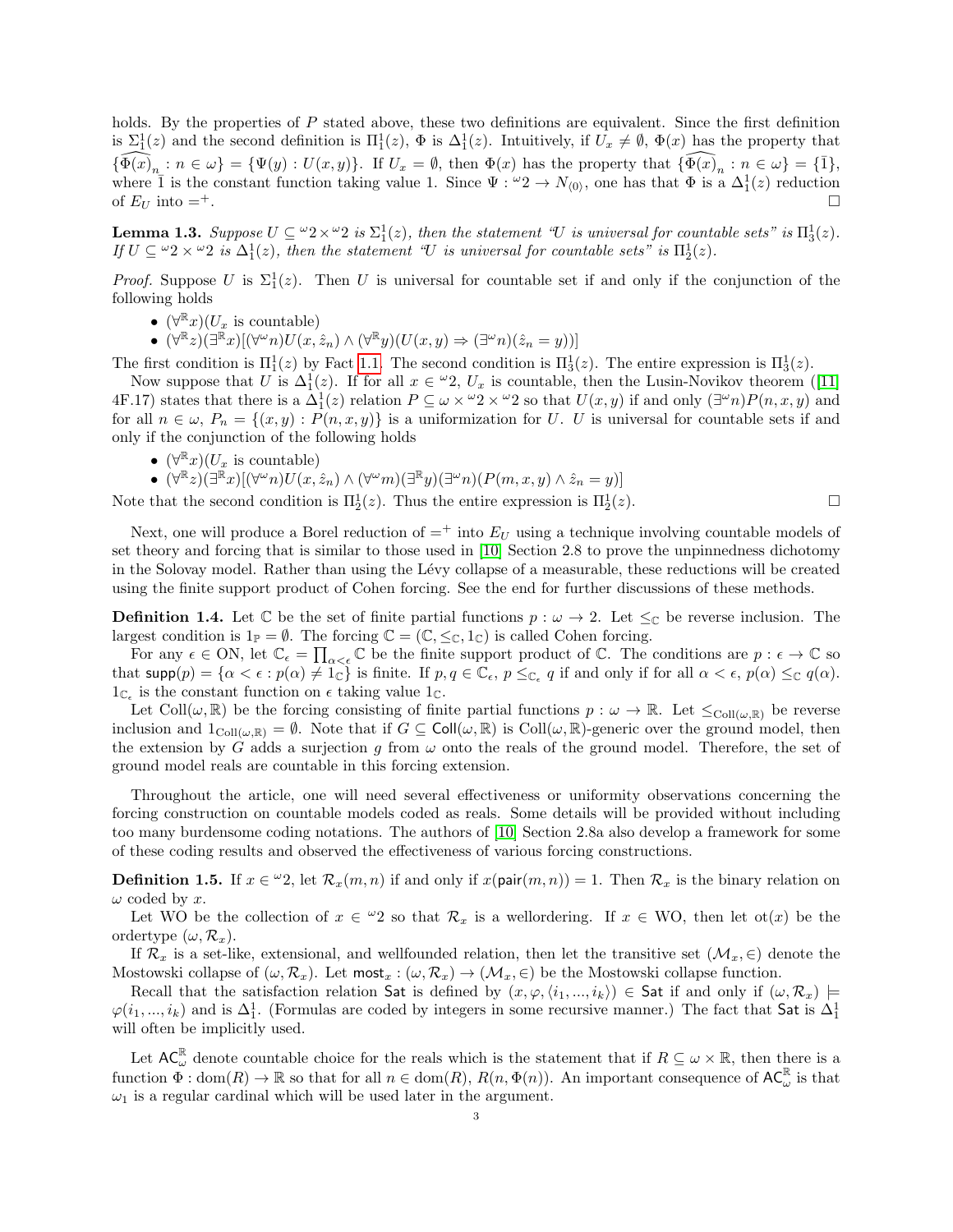holds. By the properties of $P$ stated above, these two definitions are equivalent. Since the first definition is $\Sigma^1_1(z)$ and the second definition is $\Pi^1_1(z)$, $\Phi$ is $\Delta^1_1(z)$. Intuitively, if $U_x \neq \emptyset$, $\Phi(x)$ has the property that $\{\widehat{\Phi(x)}_n : n \in \omega\} = \{\Psi(y) : U(x,y)\}$. If $U_x = \emptyset$, then $\Phi(x)$ has the property that $\{\widehat{\Phi(x)}_n : n \in \omega\} = \{\bar{1}\}$, where $\bar{1}$ is the constant function taking value 1. Since $\Psi : {}^\omega 2 \to N_{\langle 0 \rangle}$, one has that $\Phi$ is a $\Delta^1_1(z)$ reduction of $E_U$ into $=^+$. $\square$

**Lemma 1.3.** *Suppose $U \subseteq {}^\omega 2 \times {}^\omega 2$ is $\Sigma^1_1(z)$, then the statement "$U$ is universal for countable sets" is $\Pi^1_3(z)$. If $U \subseteq {}^\omega 2 \times {}^\omega 2$ is $\Delta^1_1(z)$, then the statement "$U$ is universal for countable sets" is $\Pi^1_2(z)$.*

*Proof.* Suppose $U$ is $\Sigma^1_1(z)$. Then $U$ is universal for countable set if and only if the conjunction of the following holds

- $(\forall^{\mathbb{R}} x)(U_x \text{ is countable})$
- $(\forall^{\mathbb{R}} z)(\exists^{\mathbb{R}} x)[(\forall^\omega n)U(x, \hat{z}_n) \wedge (\forall^{\mathbb{R}} y)(U(x,y) \Rightarrow (\exists^\omega n)(\hat{z}_n = y))]$

The first condition is $\Pi^1_1(z)$ by Fact 1.1. The second condition is $\Pi^1_3(z)$. The entire expression is $\Pi^1_3(z)$.

Now suppose that $U$ is $\Delta^1_1(z)$. If for all $x \in {}^\omega 2$, $U_x$ is countable, then the Lusin-Novikov theorem ([11] 4F.17) states that there is a $\Delta^1_1(z)$ relation $P \subseteq \omega \times {}^\omega 2 \times {}^\omega 2$ so that $U(x,y)$ if and only $(\exists^\omega n)P(n,x,y)$ and for all $n \in \omega$, $P_n = \{(x,y) : P(n,x,y)\}$ is a uniformization for $U$. $U$ is universal for countable sets if and only if the conjunction of the following holds

- $(\forall^{\mathbb{R}} x)(U_x \text{ is countable})$
- $(\forall^{\mathbb{R}} z)(\exists^{\mathbb{R}} x)[(\forall^\omega n)U(x, \hat{z}_n) \wedge (\forall^\omega m)(\exists^{\mathbb{R}} y)(\exists^\omega n)(P(m,x,y) \wedge \hat{z}_n = y)]$

Note that the second condition is $\Pi^1_2(z)$. Thus the entire expression is $\Pi^1_2(z)$. $\square$

Next, one will produce a Borel reduction of $=^+$ into $E_U$ using a technique involving countable models of set theory and forcing that is similar to those used in [10] Section 2.8 to prove the unpinnedness dichotomy in the Solovay model. Rather than using the Lévy collapse of a measurable, these reductions will be created using the finite support product of Cohen forcing. See the end for further discussions of these methods.

**Definition 1.4.** Let $\mathbb{C}$ be the set of finite partial functions $p : \omega \to 2$. Let $\leq_{\mathbb{C}}$ be reverse inclusion. The largest condition is $1_{\mathbb{P}} = \emptyset$. The forcing $\mathbb{C} = (\mathbb{C}, \leq_{\mathbb{C}}, 1_{\mathbb{C}})$ is called Cohen forcing.

For any $\epsilon \in \text{ON}$, let $\mathbb{C}_\epsilon = \prod_{\alpha < \epsilon} \mathbb{C}$ be the finite support product of $\mathbb{C}$. The conditions are $p : \epsilon \to \mathbb{C}$ so that $\mathsf{supp}(p) = \{\alpha < \epsilon : p(\alpha) \neq 1_{\mathbb{C}}\}$ is finite. If $p, q \in \mathbb{C}_\epsilon$, $p \leq_{\mathbb{C}_\epsilon} q$ if and only if for all $\alpha < \epsilon$, $p(\alpha) \leq_{\mathbb{C}} q(\alpha)$. $1_{\mathbb{C}_\epsilon}$ is the constant function on $\epsilon$ taking value $1_{\mathbb{C}}$.

Let $\text{Coll}(\omega, \mathbb{R})$ be the forcing consisting of finite partial functions $p : \omega \to \mathbb{R}$. Let $\leq_{\text{Coll}(\omega,\mathbb{R})}$ be reverse inclusion and $1_{\text{Coll}(\omega,\mathbb{R})} = \emptyset$. Note that if $G \subseteq \mathsf{Coll}(\omega, \mathbb{R})$ is $\text{Coll}(\omega, \mathbb{R})$-generic over the ground model, then the extension by $G$ adds a surjection $g$ from $\omega$ onto the reals of the ground model. Therefore, the set of ground model reals are countable in this forcing extension.

Throughout the article, one will need several effectiveness or uniformity observations concerning the forcing construction on countable models coded as reals. Some details will be provided without including too many burdensome coding notations. The authors of [10] Section 2.8a also develop a framework for some of these coding results and observed the effectiveness of various forcing constructions.

**Definition 1.5.** If $x \in {}^\omega 2$, let $\mathcal{R}_x(m,n)$ if and only if $x(\mathsf{pair}(m,n)) = 1$. Then $\mathcal{R}_x$ is the binary relation on $\omega$ coded by $x$.

Let WO be the collection of $x \in {}^\omega 2$ so that $\mathcal{R}_x$ is a wellordering. If $x \in \text{WO}$, then let $\text{ot}(x)$ be the ordertype $(\omega, \mathcal{R}_x)$.

If $\mathcal{R}_x$ is a set-like, extensional, and wellfounded relation, then let the transitive set $(\mathcal{M}_x, \in)$ denote the Mostowski collapse of $(\omega, \mathcal{R}_x)$. Let $\mathsf{most}_x : (\omega, \mathcal{R}_x) \to (\mathcal{M}_x, \in)$ be the Mostowski collapse function.

Recall that the satisfaction relation $\mathsf{Sat}$ is defined by $(x, \varphi, \langle i_1, ..., i_k \rangle) \in \mathsf{Sat}$ if and only if $(\omega, \mathcal{R}_x) \models \varphi(i_1, ..., i_k)$ and is $\Delta^1_1$. (Formulas are coded by integers in some recursive manner.) The fact that $\mathsf{Sat}$ is $\Delta^1_1$ will often be implicitly used.

Let $\mathsf{AC}^{\mathbb{R}}_\omega$ denote countable choice for the reals which is the statement that if $R \subseteq \omega \times \mathbb{R}$, then there is a function $\Phi : \text{dom}(R) \to \mathbb{R}$ so that for all $n \in \text{dom}(R)$, $R(n, \Phi(n))$. An important consequence of $\mathsf{AC}^{\mathbb{R}}_\omega$ is that $\omega_1$ is a regular cardinal which will be used later in the argument.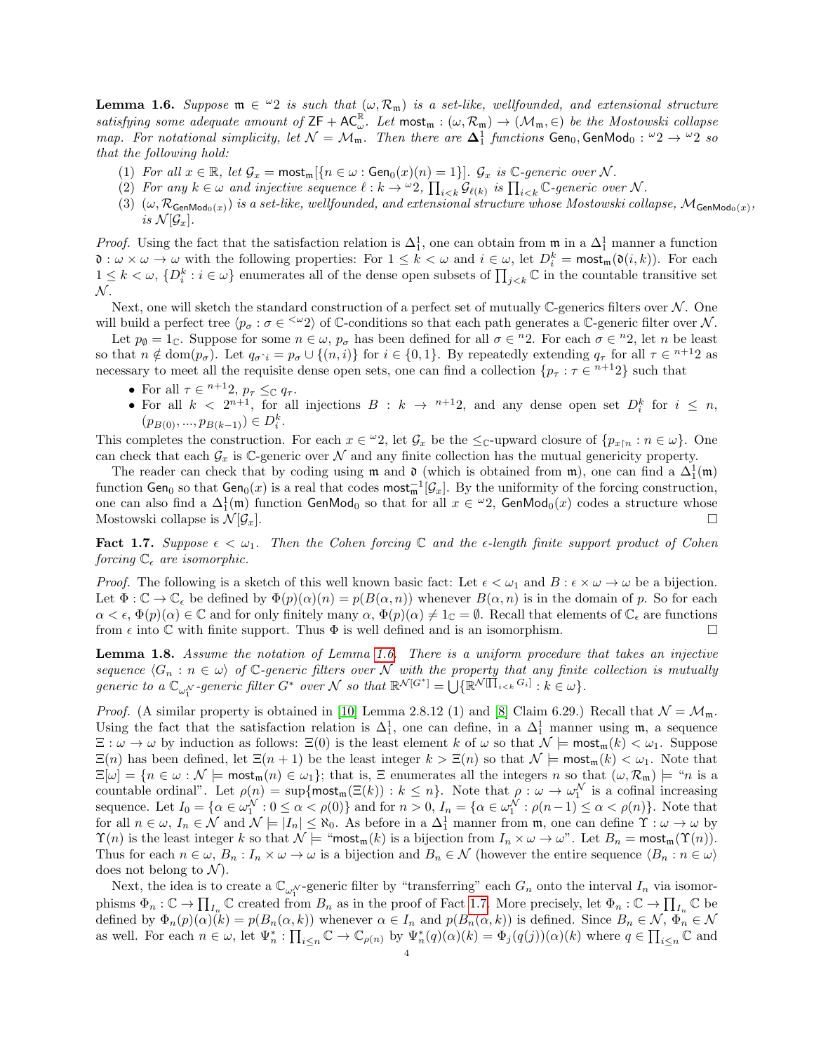**Lemma 1.6.** *Suppose $\mathfrak{m} \in {}^\omega 2$ is such that $(\omega, \mathcal{R}_\mathfrak{m})$ is a set-like, wellfounded, and extensional structure satisfying some adequate amount of $\mathsf{ZF} + \mathsf{AC}^\mathbb{R}_\omega$. Let $\mathsf{most}_\mathfrak{m} : (\omega, \mathcal{R}_\mathfrak{m}) \to (\mathcal{M}_\mathfrak{m}, \in)$ be the Mostowski collapse map. For notational simplicity, let $\mathcal{N} = \mathcal{M}_\mathfrak{m}$. Then there are $\mathbf{\Delta}^1_1$ functions $\mathsf{Gen}_0, \mathsf{GenMod}_0 : {}^\omega 2 \to {}^\omega 2$ so that the following hold:*

1. *For all $x \in \mathbb{R}$, let $\mathcal{G}_x = \mathsf{most}_\mathfrak{m}[\{n \in \omega : \mathsf{Gen}_0(x)(n) = 1\}]$. $\mathcal{G}_x$ is $\mathbb{C}$-generic over $\mathcal{N}$.*
2. *For any $k \in \omega$ and injective sequence $\ell : k \to {}^\omega 2$, $\prod_{i<k} \mathcal{G}_{\ell(k)}$ is $\prod_{i<k} \mathbb{C}$-generic over $\mathcal{N}$.*
3. *$(\omega, \mathcal{R}_{\mathsf{GenMod}_0(x)})$ is a set-like, wellfounded, and extensional structure whose Mostowski collapse, $\mathcal{M}_{\mathsf{GenMod}_0(x)}$, is $\mathcal{N}[\mathcal{G}_x]$.*

*Proof.* Using the fact that the satisfaction relation is $\Delta^1_1$, one can obtain from $\mathfrak{m}$ in a $\Delta^1_1$ manner a function $\mathfrak{d} : \omega \times \omega \to \omega$ with the following properties: For $1 \leq k < \omega$ and $i \in \omega$, let $D^k_i = \mathsf{most}_\mathfrak{m}(\mathfrak{d}(i,k))$. For each $1 \leq k < \omega$, $\{D^k_i : i \in \omega\}$ enumerates all of the dense open subsets of $\prod_{j<k} \mathbb{C}$ in the countable transitive set $\mathcal{N}$.

Next, one will sketch the standard construction of a perfect set of mutually $\mathbb{C}$-generics filters over $\mathcal{N}$. One will build a perfect tree $\langle p_\sigma : \sigma \in {}^{<\omega}2\rangle$ of $\mathbb{C}$-conditions so that each path generates a $\mathbb{C}$-generic filter over $\mathcal{N}$.

Let $p_\emptyset = 1_\mathbb{C}$. Suppose for some $n \in \omega$, $p_\sigma$ has been defined for all $\sigma \in {}^n 2$. For each $\sigma \in {}^n 2$, let $n$ be least so that $n \notin \mathrm{dom}(p_\sigma)$. Let $q_{\sigma\hat{}i} = p_\sigma \cup \{(n,i)\}$ for $i \in \{0,1\}$. By repeatedly extending $q_\tau$ for all $\tau \in {}^{n+1}2$ as necessary to meet all the requisite dense open sets, one can find a collection $\{p_\tau : \tau \in {}^{n+1}2\}$ such that

- For all $\tau \in {}^{n+1}2$, $p_\tau \leq_\mathbb{C} q_\tau$.
- For all $k < 2^{n+1}$, for all injections $B : k \to {}^{n+1}2$, and any dense open set $D^k_i$ for $i \leq n$, $(p_{B(0)}, ..., p_{B(k-1)}) \in D^k_i$.

This completes the construction. For each $x \in {}^\omega 2$, let $\mathcal{G}_x$ be the $\leq_\mathbb{C}$-upward closure of $\{p_{x\restriction n} : n \in \omega\}$. One can check that each $\mathcal{G}_x$ is $\mathbb{C}$-generic over $\mathcal{N}$ and any finite collection has the mutual genericity property.

The reader can check that by coding using $\mathfrak{m}$ and $\mathfrak{d}$ (which is obtained from $\mathfrak{m}$), one can find a $\Delta^1_1(\mathfrak{m})$ function $\mathsf{Gen}_0$ so that $\mathsf{Gen}_0(x)$ is a real that codes $\mathsf{most}_\mathfrak{m}^{-1}[\mathcal{G}_x]$. By the uniformity of the forcing construction, one can also find a $\Delta^1_1(\mathfrak{m})$ function $\mathsf{GenMod}_0$ so that for all $x \in {}^\omega 2$, $\mathsf{GenMod}_0(x)$ codes a structure whose Mostowski collapse is $\mathcal{N}[\mathcal{G}_x]$. $\square$

**Fact 1.7.** *Suppose $\epsilon < \omega_1$. Then the Cohen forcing $\mathbb{C}$ and the $\epsilon$-length finite support product of Cohen forcing $\mathbb{C}_\epsilon$ are isomorphic.*

*Proof.* The following is a sketch of this well known basic fact: Let $\epsilon < \omega_1$ and $B : \epsilon \times \omega \to \omega$ be a bijection. Let $\Phi : \mathbb{C} \to \mathbb{C}_\epsilon$ be defined by $\Phi(p)(\alpha)(n) = p(B(\alpha, n))$ whenever $B(\alpha, n)$ is in the domain of $p$. So for each $\alpha < \epsilon$, $\Phi(p)(\alpha) \in \mathbb{C}$ and for only finitely many $\alpha$, $\Phi(p)(\alpha) \neq 1_\mathbb{C} = \emptyset$. Recall that elements of $\mathbb{C}_\epsilon$ are functions from $\epsilon$ into $\mathbb{C}$ with finite support. Thus $\Phi$ is well defined and is an isomorphism. $\square$

**Lemma 1.8.** *Assume the notation of Lemma 1.6. There is a uniform procedure that takes an injective sequence $\langle G_n : n \in \omega\rangle$ of $\mathbb{C}$-generic filters over $\mathcal{N}$ with the property that any finite collection is mutually generic to a $\mathbb{C}_{\omega_1^\mathcal{N}}$-generic filter $G^*$ over $\mathcal{N}$ so that $\mathbb{R}^{\mathcal{N}[G^*]} = \bigcup\{\mathbb{R}^{\mathcal{N}[\prod_{i<k} G_i]} : k \in \omega\}$.*

*Proof.* (A similar property is obtained in [10] Lemma 2.8.12 (1) and [8] Claim 6.29.) Recall that $\mathcal{N} = \mathcal{M}_\mathfrak{m}$. Using the fact that the satisfaction relation is $\Delta^1_1$, one can define, in a $\Delta^1_1$ manner using $\mathfrak{m}$, a sequence $\Xi : \omega \to \omega$ by induction as follows: $\Xi(0)$ is the least element $k$ of $\omega$ so that $\mathcal{N} \models \mathsf{most}_\mathfrak{m}(k) < \omega_1$. Suppose $\Xi(n)$ has been defined, let $\Xi(n+1)$ be the least integer $k > \Xi(n)$ so that $\mathcal{N} \models \mathsf{most}_\mathfrak{m}(k) < \omega_1$. Note that $\Xi[\omega] = \{n \in \omega : \mathcal{N} \models \mathsf{most}_\mathfrak{m}(n) \in \omega_1\}$; that is, $\Xi$ enumerates all the integers $n$ so that $(\omega, \mathcal{R}_\mathfrak{m}) \models$ "$n$ is a countable ordinal". Let $\rho(n) = \sup\{\mathsf{most}_\mathfrak{m}(\Xi(k)) : k \leq n\}$. Note that $\rho : \omega \to \omega_1^\mathcal{N}$ is a cofinal increasing sequence. Let $I_0 = \{\alpha \in \omega_1^\mathcal{N} : 0 \leq \alpha < \rho(0)\}$ and for $n > 0$, $I_n = \{\alpha \in \omega_1^\mathcal{N} : \rho(n-1) \leq \alpha < \rho(n)\}$. Note that for all $n \in \omega$, $I_n \in \mathcal{N}$ and $\mathcal{N} \models |I_n| \leq \aleph_0$. As before in a $\Delta^1_1$ manner from $\mathfrak{m}$, one can define $\Upsilon : \omega \to \omega$ by $\Upsilon(n)$ is the least integer $k$ so that $\mathcal{N} \models$ "$\mathsf{most}_\mathfrak{m}(k)$ is a bijection from $I_n \times \omega \to \omega$". Let $B_n = \mathsf{most}_\mathfrak{m}(\Upsilon(n))$. Thus for each $n \in \omega$, $B_n : I_n \times \omega \to \omega$ is a bijection and $B_n \in \mathcal{N}$ (however the entire sequence $\langle B_n : n \in \omega\rangle$ does not belong to $\mathcal{N}$).

Next, the idea is to create a $\mathbb{C}_{\omega_1^\mathcal{N}}$-generic filter by "transferring" each $G_n$ onto the interval $I_n$ via isomorphisms $\Phi_n : \mathbb{C} \to \prod_{I_n} \mathbb{C}$ created from $B_n$ as in the proof of Fact 1.7. More precisely, let $\Phi_n : \mathbb{C} \to \prod_{I_n} \mathbb{C}$ be defined by $\Phi_n(p)(\alpha)(k) = p(B_n(\alpha, k))$ whenever $\alpha \in I_n$ and $p(B_n(\alpha, k))$ is defined. Since $B_n \in \mathcal{N}$, $\Phi_n \in \mathcal{N}$ as well. For each $n \in \omega$, let $\Psi^*_n : \prod_{i \leq n} \mathbb{C} \to \mathbb{C}_{\rho(n)}$ by $\Psi^*_n(q)(\alpha)(k) = \Phi_j(q(j))(\alpha)(k)$ where $q \in \prod_{i \leq n} \mathbb{C}$ and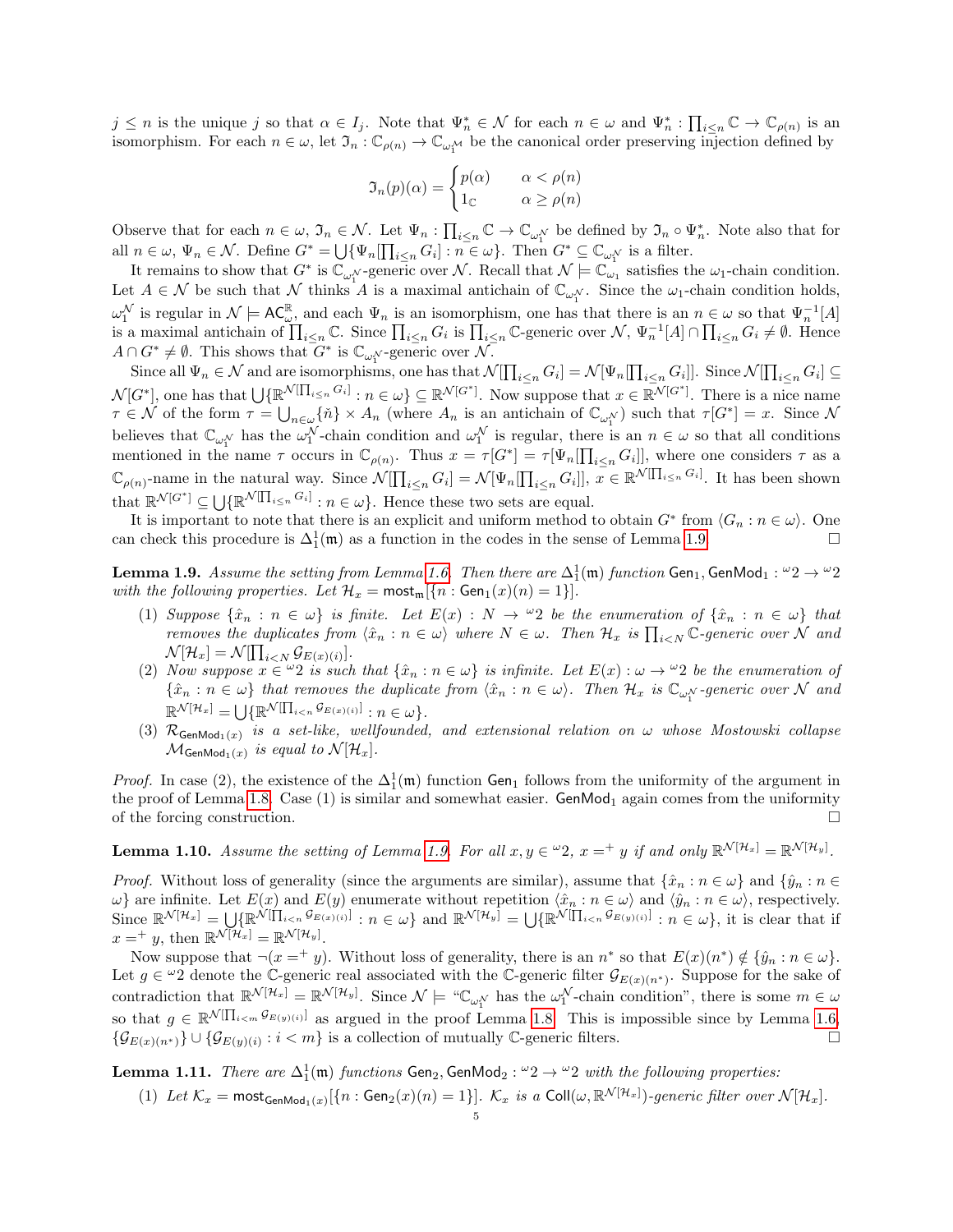$j \leq n$ is the unique $j$ so that $\alpha \in I_j$. Note that $\Psi^*_n \in \mathcal{N}$ for each $n \in \omega$ and $\Psi^*_n : \prod_{i \leq n} \mathbb{C} \to \mathbb{C}_{\rho(n)}$ is an isomorphism. For each $n \in \omega$, let $\mathfrak{I}_n : \mathbb{C}_{\rho(n)} \to \mathbb{C}_{\omega_1^{\mathcal{M}}}$ be the canonical order preserving injection defined by

$$\mathfrak{I}_n(p)(\alpha) = \begin{cases} p(\alpha) & \alpha < \rho(n) \\ 1_{\mathbb{C}} & \alpha \geq \rho(n) \end{cases}$$

Observe that for each $n \in \omega$, $\mathfrak{I}_n \in \mathcal{N}$. Let $\Psi_n : \prod_{i \leq n} \mathbb{C} \to \mathbb{C}_{\omega_1^{\mathcal{N}}}$ be defined by $\mathfrak{I}_n \circ \Psi^*_n$. Note also that for all $n \in \omega$, $\Psi_n \in \mathcal{N}$. Define $G^* = \bigcup \{\Psi_n[\prod_{i \leq n} G_i] : n \in \omega\}$. Then $G^* \subseteq \mathbb{C}_{\omega_1^{\mathcal{N}}}$ is a filter.

It remains to show that $G^*$ is $\mathbb{C}_{\omega_1^{\mathcal{N}}}$-generic over $\mathcal{N}$. Recall that $\mathcal{N} \models \mathbb{C}_{\omega_1}$ satisfies the $\omega_1$-chain condition. Let $A \in \mathcal{N}$ be such that $\mathcal{N}$ thinks $A$ is a maximal antichain of $\mathbb{C}_{\omega_1^{\mathcal{N}}}$. Since the $\omega_1$-chain condition holds, $\omega_1^{\mathcal{N}}$ is regular in $\mathcal{N} \models \mathsf{AC}^{\mathbb{R}}_{\omega}$, and each $\Psi_n$ is an isomorphism, one has that there is an $n \in \omega$ so that $\Psi_n^{-1}[A]$ is a maximal antichain of $\prod_{i \leq n} \mathbb{C}$. Since $\prod_{i \leq n} G_i$ is $\prod_{i \leq n} \mathbb{C}$-generic over $\mathcal{N}$, $\Psi_n^{-1}[A] \cap \prod_{i \leq n} G_i \neq \emptyset$. Hence $A \cap G^* \neq \emptyset$. This shows that $G^*$ is $\mathbb{C}_{\omega_1^{\mathcal{N}}}$-generic over $\mathcal{N}$.

Since all $\Psi_n \in \mathcal{N}$ and are isomorphisms, one has that $\mathcal{N}[\prod_{i \leq n} G_i] = \mathcal{N}[\Psi_n[\prod_{i \leq n} G_i]]$. Since $\mathcal{N}[\prod_{i \leq n} G_i] \subseteq \mathcal{N}[G^*]$, one has that $\bigcup \{\mathbb{R}^{\mathcal{N}[\prod_{i \leq n} G_i]} : n \in \omega\} \subseteq \mathbb{R}^{\mathcal{N}[G^*]}$. Now suppose that $x \in \mathbb{R}^{\mathcal{N}[G^*]}$. There is a nice name $\tau \in \mathcal{N}$ of the form $\tau = \bigcup_{n \in \omega} \{\check{n}\} \times A_n$ (where $A_n$ is an antichain of $\mathbb{C}_{\omega_1^{\mathcal{N}}}$) such that $\tau[G^*] = x$. Since $\mathcal{N}$ believes that $\mathbb{C}_{\omega_1^{\mathcal{N}}}$ has the $\omega_1^{\mathcal{N}}$-chain condition and $\omega_1^{\mathcal{N}}$ is regular, there is an $n \in \omega$ so that all conditions mentioned in the name $\tau$ occurs in $\mathbb{C}_{\rho(n)}$. Thus $x = \tau[G^*] = \tau[\Psi_n[\prod_{i \leq n} G_i]]$, where one considers $\tau$ as a $\mathbb{C}_{\rho(n)}$-name in the natural way. Since $\mathcal{N}[\prod_{i \leq n} G_i] = \mathcal{N}[\Psi_n[\prod_{i \leq n} G_i]]$, $x \in \mathbb{R}^{\mathcal{N}[\prod_{i \leq n} G_i]}$. It has been shown that $\mathbb{R}^{\mathcal{N}[G^*]} \subseteq \bigcup \{\mathbb{R}^{\mathcal{N}[\prod_{i \leq n} G_i]} : n \in \omega\}$. Hence these two sets are equal.

It is important to note that there is an explicit and uniform method to obtain $G^*$ from $\langle G_n : n \in \omega \rangle$. One can check this procedure is $\Delta^1_1(\mathfrak{m})$ as a function in the codes in the sense of Lemma 1.9. ☐

**Lemma 1.9.** *Assume the setting from Lemma 1.6. Then there are $\Delta^1_1(\mathfrak{m})$ function $\mathsf{Gen}_1, \mathsf{GenMod}_1 : {}^\omega 2 \to {}^\omega 2$ with the following properties. Let $\mathcal{H}_x = \mathsf{most}_{\mathfrak{m}}[\{n : \mathsf{Gen}_1(x)(n) = 1\}]$.*

1. *Suppose $\{\hat{x}_n : n \in \omega\}$ is finite. Let $E(x) : N \to {}^\omega 2$ be the enumeration of $\{\hat{x}_n : n \in \omega\}$ that removes the duplicates from $\langle \hat{x}_n : n \in \omega \rangle$ where $N \in \omega$. Then $\mathcal{H}_x$ is $\prod_{i<N} \mathbb{C}$-generic over $\mathcal{N}$ and $\mathcal{N}[\mathcal{H}_x] = \mathcal{N}[\prod_{i<N} \mathcal{G}_{E(x)(i)}]$.*
2. *Now suppose $x \in {}^\omega 2$ is such that $\{\hat{x}_n : n \in \omega\}$ is infinite. Let $E(x) : \omega \to {}^\omega 2$ be the enumeration of $\{\hat{x}_n : n \in \omega\}$ that removes the duplicate from $\langle \hat{x}_n : n \in \omega \rangle$. Then $\mathcal{H}_x$ is $\mathbb{C}_{\omega_1^{\mathcal{N}}}$-generic over $\mathcal{N}$ and $\mathbb{R}^{\mathcal{N}[\mathcal{H}_x]} = \bigcup \{\mathbb{R}^{\mathcal{N}[\prod_{i<n} \mathcal{G}_{E(x)(i)}]} : n \in \omega\}$.*
3. *$\mathcal{R}_{\mathsf{GenMod}_1(x)}$ is a set-like, wellfounded, and extensional relation on $\omega$ whose Mostowski collapse $\mathcal{M}_{\mathsf{GenMod}_1(x)}$ is equal to $\mathcal{N}[\mathcal{H}_x]$.*

*Proof.* In case (2), the existence of the $\Delta^1_1(\mathfrak{m})$ function $\mathsf{Gen}_1$ follows from the uniformity of the argument in the proof of Lemma 1.8. Case (1) is similar and somewhat easier. $\mathsf{GenMod}_1$ again comes from the uniformity of the forcing construction. ☐

**Lemma 1.10.** *Assume the setting of Lemma 1.9. For all $x, y \in {}^\omega 2$, $x =^+ y$ if and only $\mathbb{R}^{\mathcal{N}[\mathcal{H}_x]} = \mathbb{R}^{\mathcal{N}[\mathcal{H}_y]}$.*

*Proof.* Without loss of generality (since the arguments are similar), assume that $\{\hat{x}_n : n \in \omega\}$ and $\{\hat{y}_n : n \in \omega\}$ are infinite. Let $E(x)$ and $E(y)$ enumerate without repetition $\langle \hat{x}_n : n \in \omega \rangle$ and $\langle \hat{y}_n : n \in \omega \rangle$, respectively. Since $\mathbb{R}^{\mathcal{N}[\mathcal{H}_x]} = \bigcup \{\mathbb{R}^{\mathcal{N}[\prod_{i<n} \mathcal{G}_{E(x)(i)}]} : n \in \omega\}$ and $\mathbb{R}^{\mathcal{N}[\mathcal{H}_y]} = \bigcup \{\mathbb{R}^{\mathcal{N}[\prod_{i<n} \mathcal{G}_{E(y)(i)}]} : n \in \omega\}$, it is clear that if $x =^+ y$, then $\mathbb{R}^{\mathcal{N}[\mathcal{H}_x]} = \mathbb{R}^{\mathcal{N}[\mathcal{H}_y]}$.

Now suppose that $\neg(x =^+ y)$. Without loss of generality, there is an $n^*$ so that $E(x)(n^*) \notin \{\hat{y}_n : n \in \omega\}$. Let $g \in {}^\omega 2$ denote the $\mathbb{C}$-generic real associated with the $\mathbb{C}$-generic filter $\mathcal{G}_{E(x)(n^*)}$. Suppose for the sake of contradiction that $\mathbb{R}^{\mathcal{N}[\mathcal{H}_x]} = \mathbb{R}^{\mathcal{N}[\mathcal{H}_y]}$. Since $\mathcal{N} \models$ "$\mathbb{C}_{\omega_1^{\mathcal{N}}}$ has the $\omega_1^{\mathcal{N}}$-chain condition", there is some $m \in \omega$ so that $g \in \mathbb{R}^{\mathcal{N}[\prod_{i<m} \mathcal{G}_{E(y)(i)}]}$ as argued in the proof Lemma 1.8. This is impossible since by Lemma 1.6, $\{\mathcal{G}_{E(x)(n^*)}\} \cup \{\mathcal{G}_{E(y)(i)} : i < m\}$ is a collection of mutually $\mathbb{C}$-generic filters. ☐

**Lemma 1.11.** *There are $\Delta^1_1(\mathfrak{m})$ functions $\mathsf{Gen}_2, \mathsf{GenMod}_2 : {}^\omega 2 \to {}^\omega 2$ with the following properties:*

1. *Let $\mathcal{K}_x = \mathsf{most}_{\mathsf{GenMod}_1(x)}[\{n : \mathsf{Gen}_2(x)(n) = 1\}]$. $\mathcal{K}_x$ is a $\mathsf{Coll}(\omega, \mathbb{R}^{\mathcal{N}[\mathcal{H}_x]})$-generic filter over $\mathcal{N}[\mathcal{H}_x]$.*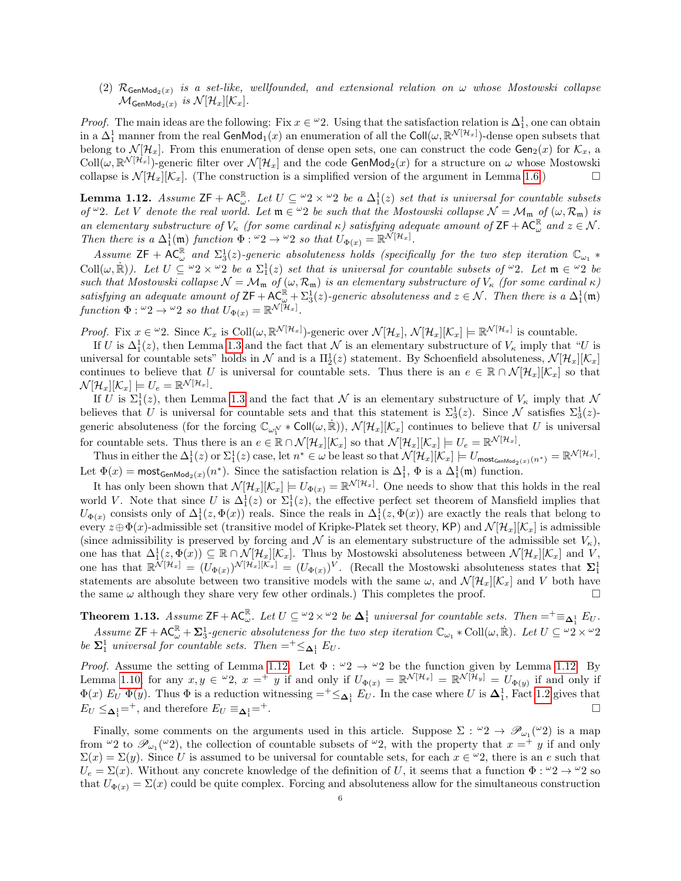(2) $\mathcal{R}_{\mathsf{GenMod}_2(x)}$ *is a set-like, wellfounded, and extensional relation on* $\omega$ *whose Mostowski collapse* $\mathcal{M}_{\mathsf{GenMod}_2(x)}$ *is* $\mathcal{N}[\mathcal{H}_x][\mathcal{K}_x]$.

*Proof.* The main ideas are the following: Fix $x \in {}^\omega 2$. Using that the satisfaction relation is $\Delta^1_1$, one can obtain in a $\Delta^1_1$ manner from the real $\mathsf{GenMod}_1(x)$ an enumeration of all the $\mathsf{Coll}(\omega, \mathbb{R}^{\mathcal{N}[\mathcal{H}_x]})$-dense open subsets that belong to $\mathcal{N}[\mathcal{H}_x]$. From this enumeration of dense open sets, one can construct the code $\mathsf{Gen}_2(x)$ for $\mathcal{K}_x$, a $\mathrm{Coll}(\omega, \mathbb{R}^{\mathcal{N}[\mathcal{H}_x]})$-generic filter over $\mathcal{N}[\mathcal{H}_x]$ and the code $\mathsf{GenMod}_2(x)$ for a structure on $\omega$ whose Mostowski collapse is $\mathcal{N}[\mathcal{H}_x][\mathcal{K}_x]$. (The construction is a simplified version of the argument in Lemma 1.6.) $\square$

**Lemma 1.12.** *Assume* $\mathsf{ZF} + \mathsf{AC}^{\mathbb{R}}_\omega$. *Let* $U \subseteq {}^\omega 2 \times {}^\omega 2$ *be a* $\Delta^1_1(z)$ *set that is universal for countable subsets of* ${}^\omega 2$. *Let* $V$ *denote the real world. Let* $\mathfrak{m} \in {}^\omega 2$ *be such that the Mostowski collapse* $\mathcal{N} = \mathcal{M}_\mathfrak{m}$ *of* $(\omega, \mathcal{R}_\mathfrak{m})$ *is an elementary substructure of* $V_\kappa$ *(for some cardinal* $\kappa$*) satisfying adequate amount of* $\mathsf{ZF} + \mathsf{AC}^{\mathbb{R}}_\omega$ *and* $z \in \mathcal{N}$. *Then there is a* $\Delta^1_1(\mathfrak{m})$ *function* $\Phi : {}^\omega 2 \to {}^\omega 2$ *so that* $U_{\Phi(x)} = \mathbb{R}^{\mathcal{N}[\mathcal{H}_x]}$.

*Assume* $\mathsf{ZF} + \mathsf{AC}^{\mathbb{R}}_\omega$ *and* $\Sigma^1_3(z)$*-generic absoluteness holds (specifically for the two step iteration* $\mathbb{C}_{\omega_1} * \mathrm{Coll}(\omega, \dot{\mathbb{R}})$*). Let* $U \subseteq {}^\omega 2 \times {}^\omega 2$ *be a* $\Sigma^1_1(z)$ *set that is universal for countable subsets of* ${}^\omega 2$. *Let* $\mathfrak{m} \in {}^\omega 2$ *be such that Mostowski collapse* $\mathcal{N} = \mathcal{M}_\mathfrak{m}$ *of* $(\omega, \mathcal{R}_\mathfrak{m})$ *is an elementary substructure of* $V_\kappa$ *(for some cardinal* $\kappa$*) satisfying an adequate amount of* $\mathsf{ZF} + \mathsf{AC}^{\mathbb{R}}_\omega + \Sigma^1_3(z)$*-generic absoluteness and* $z \in \mathcal{N}$. *Then there is a* $\Delta^1_1(\mathfrak{m})$ *function* $\Phi : {}^\omega 2 \to {}^\omega 2$ *so that* $U_{\Phi(x)} = \mathbb{R}^{\mathcal{N}[\mathcal{H}_x]}$.

*Proof.* Fix $x \in {}^\omega 2$. Since $\mathcal{K}_x$ is $\mathrm{Coll}(\omega, \mathbb{R}^{\mathcal{N}[\mathcal{H}_x]})$-generic over $\mathcal{N}[\mathcal{H}_x]$, $\mathcal{N}[\mathcal{H}_x][\mathcal{K}_x] \models \mathbb{R}^{\mathcal{N}[\mathcal{H}_x]}$ is countable.

If $U$ is $\Delta^1_1(z)$, then Lemma 1.3 and the fact that $\mathcal{N}$ is an elementary substructure of $V_\kappa$ imply that "$U$ is universal for countable sets" holds in $\mathcal{N}$ and is a $\Pi^1_2(z)$ statement. By Schoenfield absoluteness, $\mathcal{N}[\mathcal{H}_x][\mathcal{K}_x]$ continues to believe that $U$ is universal for countable sets. Thus there is an $e \in \mathbb{R} \cap \mathcal{N}[\mathcal{H}_x][\mathcal{K}_x]$ so that $\mathcal{N}[\mathcal{H}_x][\mathcal{K}_x] \models U_e = \mathbb{R}^{\mathcal{N}[\mathcal{H}_x]}$.

If $U$ is $\Sigma^1_1(z)$, then Lemma 1.3 and the fact that $\mathcal{N}$ is an elementary substructure of $V_\kappa$ imply that $\mathcal{N}$ believes that $U$ is universal for countable sets and that this statement is $\Sigma^1_3(z)$. Since $\mathcal{N}$ satisfies $\Sigma^1_3(z)$-generic absoluteness (for the forcing $\mathbb{C}_{\omega_1^\mathcal{N}} * \mathsf{Coll}(\omega, \dot{\mathbb{R}})$), $\mathcal{N}[\mathcal{H}_x][\mathcal{K}_x]$ continues to believe that $U$ is universal for countable sets. Thus there is an $e \in \mathbb{R} \cap \mathcal{N}[\mathcal{H}_x][\mathcal{K}_x]$ so that $\mathcal{N}[\mathcal{H}_x][\mathcal{K}_x] \models U_e = \mathbb{R}^{\mathcal{N}[\mathcal{H}_x]}$.

Thus in either the $\Delta^1_1(z)$ or $\Sigma^1_1(z)$ case, let $n^* \in \omega$ be least so that $\mathcal{N}[\mathcal{H}_x][\mathcal{K}_x] \models U_{\mathsf{most}_{\mathsf{GenMod}_2(x)}(n^*)} = \mathbb{R}^{\mathcal{N}[\mathcal{H}_x]}$. Let $\Phi(x) = \mathsf{most}_{\mathsf{GenMod}_2(x)}(n^*)$. Since the satisfaction relation is $\Delta^1_1$, $\Phi$ is a $\Delta^1_1(\mathfrak{m})$ function.

It has only been shown that $\mathcal{N}[\mathcal{H}_x][\mathcal{K}_x] \models U_{\Phi(x)} = \mathbb{R}^{\mathcal{N}[\mathcal{H}_x]}$. One needs to show that this holds in the real world $V$. Note that since $U$ is $\Delta^1_1(z)$ or $\Sigma^1_1(z)$, the effective perfect set theorem of Mansfield implies that $U_{\Phi(x)}$ consists only of $\Delta^1_1(z, \Phi(x))$ reals. Since the reals in $\Delta^1_1(z, \Phi(x))$ are exactly the reals that belong to every $z \oplus \Phi(x)$-admissible set (transitive model of Kripke-Platek set theory, $\mathsf{KP}$) and $\mathcal{N}[\mathcal{H}_x][\mathcal{K}_x]$ is admissible (since admissibility is preserved by forcing and $\mathcal{N}$ is an elementary substructure of the admissible set $V_\kappa$), one has that $\Delta^1_1(z, \Phi(x)) \subseteq \mathbb{R} \cap \mathcal{N}[\mathcal{H}_x][\mathcal{K}_x]$. Thus by Mostowski absoluteness between $\mathcal{N}[\mathcal{H}_x][\mathcal{K}_x]$ and $V$, one has that $\mathbb{R}^{\mathcal{N}[\mathcal{H}_x]} = (U_{\Phi(x)})^{\mathcal{N}[\mathcal{H}_x][\mathcal{K}_x]} = (U_{\Phi(x)})^V$. (Recall the Mostowski absoluteness states that $\boldsymbol{\Sigma}^1_1$ statements are absolute between two transitive models with the same $\omega$, and $\mathcal{N}[\mathcal{H}_x][\mathcal{K}_x]$ and $V$ both have the same $\omega$ although they share very few other ordinals.) This completes the proof. $\square$

**Theorem 1.13.** *Assume* $\mathsf{ZF} + \mathsf{AC}^{\mathbb{R}}_\omega$. *Let* $U \subseteq {}^\omega 2 \times {}^\omega 2$ *be* $\boldsymbol{\Delta}^1_1$ *universal for countable sets. Then* $=^+ \equiv_{\boldsymbol{\Delta}^1_1} E_U$.

*Assume* $\mathsf{ZF} + \mathsf{AC}^{\mathbb{R}}_\omega + \boldsymbol{\Sigma}^1_3$*-generic absoluteness for the two step iteration* $\mathbb{C}_{\omega_1} * \mathrm{Coll}(\omega, \dot{\mathbb{R}})$. *Let* $U \subseteq {}^\omega 2 \times {}^\omega 2$ *be* $\boldsymbol{\Sigma}^1_1$ *universal for countable sets. Then* $=^+ \leq_{\boldsymbol{\Delta}^1_1} E_U$.

*Proof.* Assume the setting of Lemma 1.12. Let $\Phi : {}^\omega 2 \to {}^\omega 2$ be the function given by Lemma 1.12. By Lemma 1.10, for any $x, y \in {}^\omega 2$, $x =^+ y$ if and only if $U_{\Phi(x)} = \mathbb{R}^{\mathcal{N}[\mathcal{H}_x]} = \mathbb{R}^{\mathcal{N}[\mathcal{H}_y]} = U_{\Phi(y)}$ if and only if $\Phi(x)\ E_U\ \Phi(y)$. Thus $\Phi$ is a reduction witnessing $=^+ \leq_{\boldsymbol{\Delta}^1_1} E_U$. In the case where $U$ is $\boldsymbol{\Delta}^1_1$, Fact 1.2 gives that $E_U \leq_{\boldsymbol{\Delta}^1_1} =^+$, and therefore $E_U \equiv_{\boldsymbol{\Delta}^1_1} =^+$. $\square$

Finally, some comments on the arguments used in this article. Suppose $\Sigma : {}^\omega 2 \to \mathscr{P}_{\omega_1}({}^\omega 2)$ is a map from ${}^\omega 2$ to $\mathscr{P}_{\omega_1}({}^\omega 2)$, the collection of countable subsets of ${}^\omega 2$, with the property that $x =^+ y$ if and only $\Sigma(x) = \Sigma(y)$. Since $U$ is assumed to be universal for countable sets, for each $x \in {}^\omega 2$, there is an $e$ such that $U_e = \Sigma(x)$. Without any concrete knowledge of the definition of $U$, it seems that a function $\Phi : {}^\omega 2 \to {}^\omega 2$ so that $U_{\Phi(x)} = \Sigma(x)$ could be quite complex. Forcing and absoluteness allow for the simultaneous construction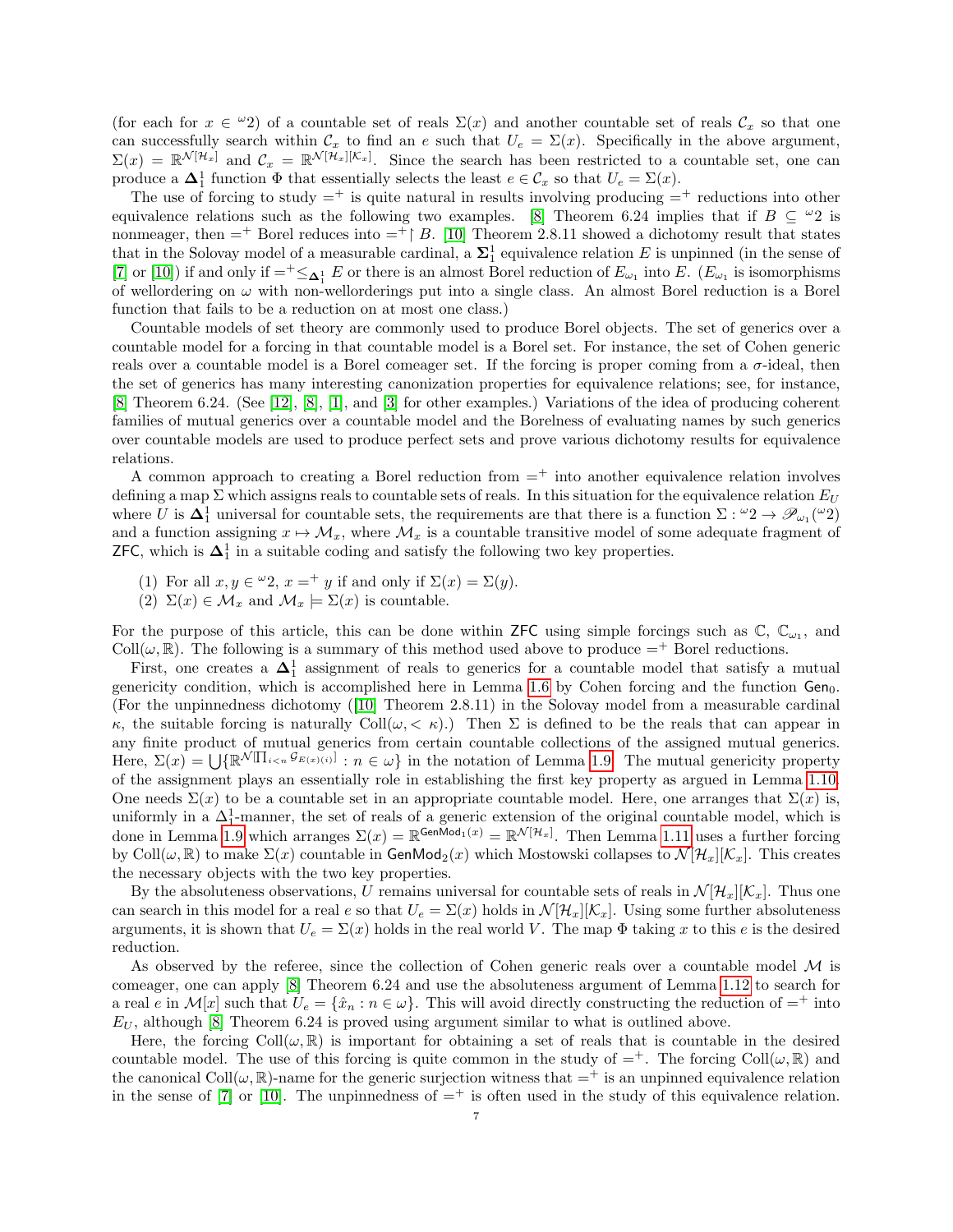(for each for $x \in {}^\omega 2$) of a countable set of reals $\Sigma(x)$ and another countable set of reals $\mathcal{C}_x$ so that one can successfully search within $\mathcal{C}_x$ to find an $e$ such that $U_e = \Sigma(x)$. Specifically in the above argument, $\Sigma(x) = \mathbb{R}^{\mathcal{N}[\mathcal{H}_x]}$ and $\mathcal{C}_x = \mathbb{R}^{\mathcal{N}[\mathcal{H}_x][\mathcal{K}_x]}$. Since the search has been restricted to a countable set, one can produce a $\mathbf{\Delta}^1_1$ function $\Phi$ that essentially selects the least $e \in \mathcal{C}_x$ so that $U_e = \Sigma(x)$.

The use of forcing to study $=^+$ is quite natural in results involving producing $=^+$ reductions into other equivalence relations such as the following two examples. [8] Theorem 6.24 implies that if $B \subseteq {}^\omega 2$ is nonmeager, then $=^+$ Borel reduces into $=^+ \restriction B$. [10] Theorem 2.8.11 showed a dichotomy result that states that in the Solovay model of a measurable cardinal, a $\mathbf{\Sigma}^1_1$ equivalence relation $E$ is unpinned (in the sense of [7] or [10]) if and only if $=^+ \leq_{\mathbf{\Delta}^1_1} E$ or there is an almost Borel reduction of $E_{\omega_1}$ into $E$. ($E_{\omega_1}$ is isomorphisms of wellordering on $\omega$ with non-wellorderings put into a single class. An almost Borel reduction is a Borel function that fails to be a reduction on at most one class.)

Countable models of set theory are commonly used to produce Borel objects. The set of generics over a countable model for a forcing in that countable model is a Borel set. For instance, the set of Cohen generic reals over a countable model is a Borel comeager set. If the forcing is proper coming from a $\sigma$-ideal, then the set of generics has many interesting canonization properties for equivalence relations; see, for instance, [8] Theorem 6.24. (See [12], [8], [1], and [3] for other examples.) Variations of the idea of producing coherent families of mutual generics over a countable model and the Borelness of evaluating names by such generics over countable models are used to produce perfect sets and prove various dichotomy results for equivalence relations.

A common approach to creating a Borel reduction from $=^+$ into another equivalence relation involves defining a map $\Sigma$ which assigns reals to countable sets of reals. In this situation for the equivalence relation $E_U$ where $U$ is $\mathbf{\Delta}^1_1$ universal for countable sets, the requirements are that there is a function $\Sigma : {}^\omega 2 \to \mathscr{P}_{\omega_1}({}^\omega 2)$ and a function assigning $x \mapsto \mathcal{M}_x$, where $\mathcal{M}_x$ is a countable transitive model of some adequate fragment of $\mathsf{ZFC}$, which is $\mathbf{\Delta}^1_1$ in a suitable coding and satisfy the following two key properties.

(1) For all $x, y \in {}^\omega 2$, $x =^+ y$ if and only if $\Sigma(x) = \Sigma(y)$.
(2) $\Sigma(x) \in \mathcal{M}_x$ and $\mathcal{M}_x \models \Sigma(x)$ is countable.

For the purpose of this article, this can be done within $\mathsf{ZFC}$ using simple forcings such as $\mathbb{C}$, $\mathbb{C}_{\omega_1}$, and $\mathrm{Coll}(\omega, \mathbb{R})$. The following is a summary of this method used above to produce $=^+$ Borel reductions.

First, one creates a $\mathbf{\Delta}^1_1$ assignment of reals to generics for a countable model that satisfy a mutual genericity condition, which is accomplished here in Lemma 1.6 by Cohen forcing and the function $\mathsf{Gen}_0$. (For the unpinnedness dichotomy ([10] Theorem 2.8.11) in the Solovay model from a measurable cardinal $\kappa$, the suitable forcing is naturally $\mathrm{Coll}(\omega, < \kappa)$.) Then $\Sigma$ is defined to be the reals that can appear in any finite product of mutual generics from certain countable collections of the assigned mutual generics. Here, $\Sigma(x) = \bigcup \{\mathbb{R}^{\mathcal{N}[\prod_{i<n} \mathcal{G}_{E(x)(i)}]} : n \in \omega\}$ in the notation of Lemma 1.9. The mutual genericity property of the assignment plays an essentially role in establishing the first key property as argued in Lemma 1.10. One needs $\Sigma(x)$ to be a countable set in an appropriate countable model. Here, one arranges that $\Sigma(x)$ is, uniformly in a $\Delta^1_1$-manner, the set of reals of a generic extension of the original countable model, which is done in Lemma 1.9 which arranges $\Sigma(x) = \mathbb{R}^{\mathsf{GenMod}_1(x)} = \mathbb{R}^{\mathcal{N}[\mathcal{H}_x]}$. Then Lemma 1.11 uses a further forcing by $\mathrm{Coll}(\omega, \mathbb{R})$ to make $\Sigma(x)$ countable in $\mathsf{GenMod}_2(x)$ which Mostowski collapses to $\mathcal{N}[\mathcal{H}_x][\mathcal{K}_x]$. This creates the necessary objects with the two key properties.

By the absoluteness observations, $U$ remains universal for countable sets of reals in $\mathcal{N}[\mathcal{H}_x][\mathcal{K}_x]$. Thus one can search in this model for a real $e$ so that $U_e = \Sigma(x)$ holds in $\mathcal{N}[\mathcal{H}_x][\mathcal{K}_x]$. Using some further absoluteness arguments, it is shown that $U_e = \Sigma(x)$ holds in the real world $V$. The map $\Phi$ taking $x$ to this $e$ is the desired reduction.

As observed by the referee, since the collection of Cohen generic reals over a countable model $\mathcal{M}$ is comeager, one can apply [8] Theorem 6.24 and use the absoluteness argument of Lemma 1.12 to search for a real $e$ in $\mathcal{M}[x]$ such that $U_e = \{\hat{x}_n : n \in \omega\}$. This will avoid directly constructing the reduction of $=^+$ into $E_U$, although [8] Theorem 6.24 is proved using argument similar to what is outlined above.

Here, the forcing $\mathrm{Coll}(\omega, \mathbb{R})$ is important for obtaining a set of reals that is countable in the desired countable model. The use of this forcing is quite common in the study of $=^+$. The forcing $\mathrm{Coll}(\omega, \mathbb{R})$ and the canonical $\mathrm{Coll}(\omega, \mathbb{R})$-name for the generic surjection witness that $=^+$ is an unpinned equivalence relation in the sense of [7] or [10]. The unpinnedness of $=^+$ is often used in the study of this equivalence relation.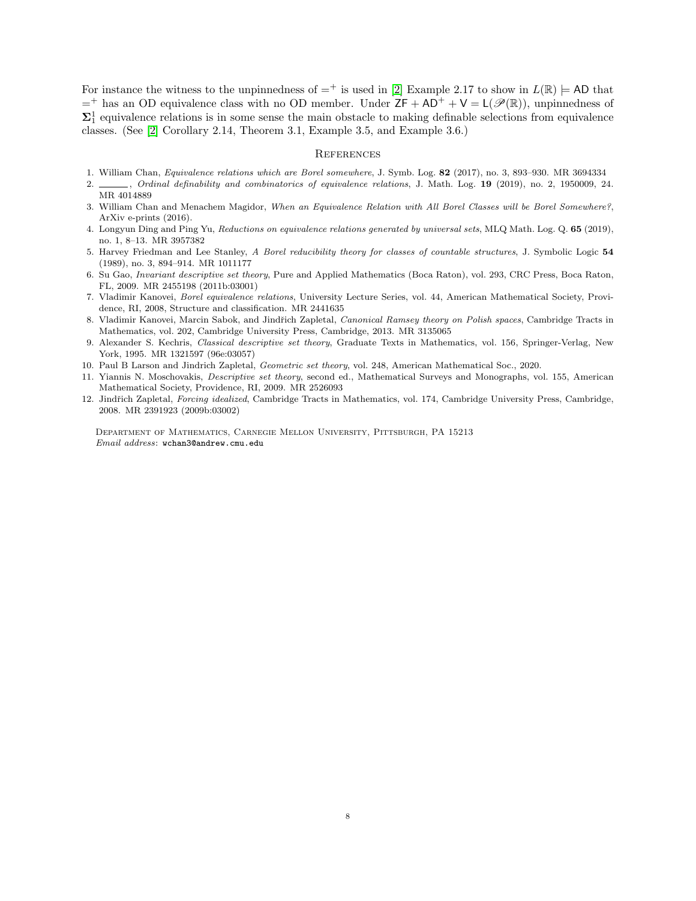For instance the witness to the unpinnedness of $=^+$ is used in [2] Example 2.17 to show in $L(\mathbb{R}) \models \mathsf{AD}$ that $=^+$ has an OD equivalence class with no OD member. Under $\mathsf{ZF} + \mathsf{AD}^+ + \mathsf{V} = \mathsf{L}(\mathscr{P}(\mathbb{R}))$, unpinnedness of $\mathbf{\Sigma}^1_1$ equivalence relations is in some sense the main obstacle to making definable selections from equivalence classes. (See [2] Corollary 2.14, Theorem 3.1, Example 3.5, and Example 3.6.)

## References

1. William Chan, *Equivalence relations which are Borel somewhere*, J. Symb. Log. **82** (2017), no. 3, 893–930. MR 3694334
2. ______, *Ordinal definability and combinatorics of equivalence relations*, J. Math. Log. **19** (2019), no. 2, 1950009, 24. MR 4014889
3. William Chan and Menachem Magidor, *When an Equivalence Relation with All Borel Classes will be Borel Somewhere?*, ArXiv e-prints (2016).
4. Longyun Ding and Ping Yu, *Reductions on equivalence relations generated by universal sets*, MLQ Math. Log. Q. **65** (2019), no. 1, 8–13. MR 3957382
5. Harvey Friedman and Lee Stanley, *A Borel reducibility theory for classes of countable structures*, J. Symbolic Logic **54** (1989), no. 3, 894–914. MR 1011177
6. Su Gao, *Invariant descriptive set theory*, Pure and Applied Mathematics (Boca Raton), vol. 293, CRC Press, Boca Raton, FL, 2009. MR 2455198 (2011b:03001)
7. Vladimir Kanovei, *Borel equivalence relations*, University Lecture Series, vol. 44, American Mathematical Society, Providence, RI, 2008, Structure and classification. MR 2441635
8. Vladimir Kanovei, Marcin Sabok, and Jindřich Zapletal, *Canonical Ramsey theory on Polish spaces*, Cambridge Tracts in Mathematics, vol. 202, Cambridge University Press, Cambridge, 2013. MR 3135065
9. Alexander S. Kechris, *Classical descriptive set theory*, Graduate Texts in Mathematics, vol. 156, Springer-Verlag, New York, 1995. MR 1321597 (96e:03057)
10. Paul B Larson and Jindrich Zapletal, *Geometric set theory*, vol. 248, American Mathematical Soc., 2020.
11. Yiannis N. Moschovakis, *Descriptive set theory*, second ed., Mathematical Surveys and Monographs, vol. 155, American Mathematical Society, Providence, RI, 2009. MR 2526093
12. Jindřich Zapletal, *Forcing idealized*, Cambridge Tracts in Mathematics, vol. 174, Cambridge University Press, Cambridge, 2008. MR 2391923 (2009b:03002)

Department of Mathematics, Carnegie Mellon University, Pittsburgh, PA 15213
*Email address*: wchan3@andrew.cmu.edu